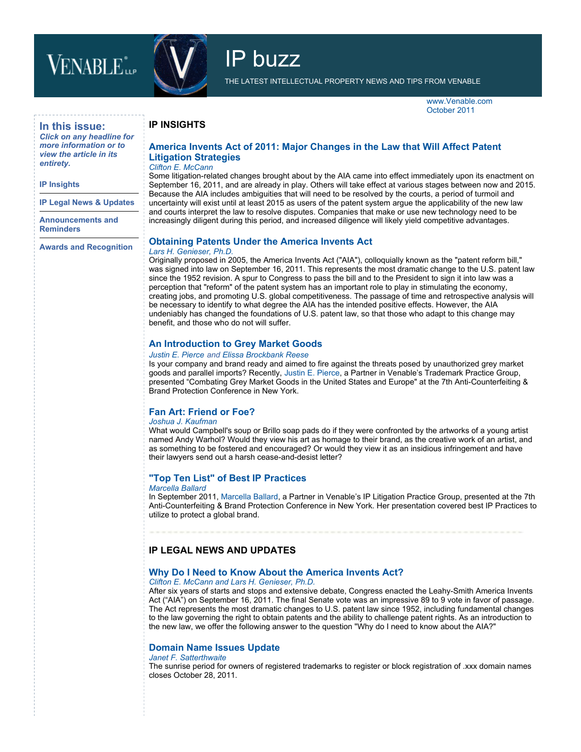VENABLE LLP

# IP buzz

THE LATEST INTELLECTUAL PROPERTY NEWS AND TIPS FROM VENABLE

www.Venable.com
October 2011

## In this issue:

***Click on any headline for more information or to view the article in its entirety.***

**IP Insights**

**IP Legal News & Updates**

**Announcements and Reminders**

**Awards and Recognition**

## IP INSIGHTS

### America Invents Act of 2011: Major Changes in the Law that Will Affect Patent Litigation Strategies

*Clifton E. McCann*

Some litigation-related changes brought about by the AIA came into effect immediately upon its enactment on September 16, 2011, and are already in play. Others will take effect at various stages between now and 2015. Because the AIA includes ambiguities that will need to be resolved by the courts, a period of turmoil and uncertainty will exist until at least 2015 as users of the patent system argue the applicability of the new law and courts interpret the law to resolve disputes. Companies that make or use new technology need to be increasingly diligent during this period, and increased diligence will likely yield competitive advantages.

### Obtaining Patents Under the America Invents Act

*Lars H. Genieser, Ph.D.*

Originally proposed in 2005, the America Invents Act ("AIA"), colloquially known as the "patent reform bill," was signed into law on September 16, 2011. This represents the most dramatic change to the U.S. patent law since the 1952 revision. A spur to Congress to pass the bill and to the President to sign it into law was a perception that "reform" of the patent system has an important role to play in stimulating the economy, creating jobs, and promoting U.S. global competitiveness. The passage of time and retrospective analysis will be necessary to identify to what degree the AIA has the intended positive effects. However, the AIA undeniably has changed the foundations of U.S. patent law, so that those who adapt to this change may benefit, and those who do not will suffer.

### An Introduction to Grey Market Goods

*Justin E. Pierce and Elissa Brockbank Reese*

Is your company and brand ready and aimed to fire against the threats posed by unauthorized grey market goods and parallel imports? Recently, Justin E. Pierce, a Partner in Venable's Trademark Practice Group, presented "Combating Grey Market Goods in the United States and Europe" at the 7th Anti-Counterfeiting & Brand Protection Conference in New York.

### Fan Art: Friend or Foe?

*Joshua J. Kaufman*

What would Campbell's soup or Brillo soap pads do if they were confronted by the artworks of a young artist named Andy Warhol? Would they view his art as homage to their brand, as the creative work of an artist, and as something to be fostered and encouraged? Or would they view it as an insidious infringement and have their lawyers send out a harsh cease-and-desist letter?

### "Top Ten List" of Best IP Practices

*Marcella Ballard*

In September 2011, Marcella Ballard, a Partner in Venable's IP Litigation Practice Group, presented at the 7th Anti-Counterfeiting & Brand Protection Conference in New York. Her presentation covered best IP Practices to utilize to protect a global brand.

## IP LEGAL NEWS AND UPDATES

### Why Do I Need to Know About the America Invents Act?

*Clifton E. McCann and Lars H. Genieser, Ph.D.*

After six years of starts and stops and extensive debate, Congress enacted the Leahy-Smith America Invents Act ("AIA") on September 16, 2011. The final Senate vote was an impressive 89 to 9 vote in favor of passage. The Act represents the most dramatic changes to U.S. patent law since 1952, including fundamental changes to the law governing the right to obtain patents and the ability to challenge patent rights. As an introduction to the new law, we offer the following answer to the question "Why do I need to know about the AIA?"

### Domain Name Issues Update

*Janet F. Satterthwaite*

The sunrise period for owners of registered trademarks to register or block registration of .xxx domain names closes October 28, 2011.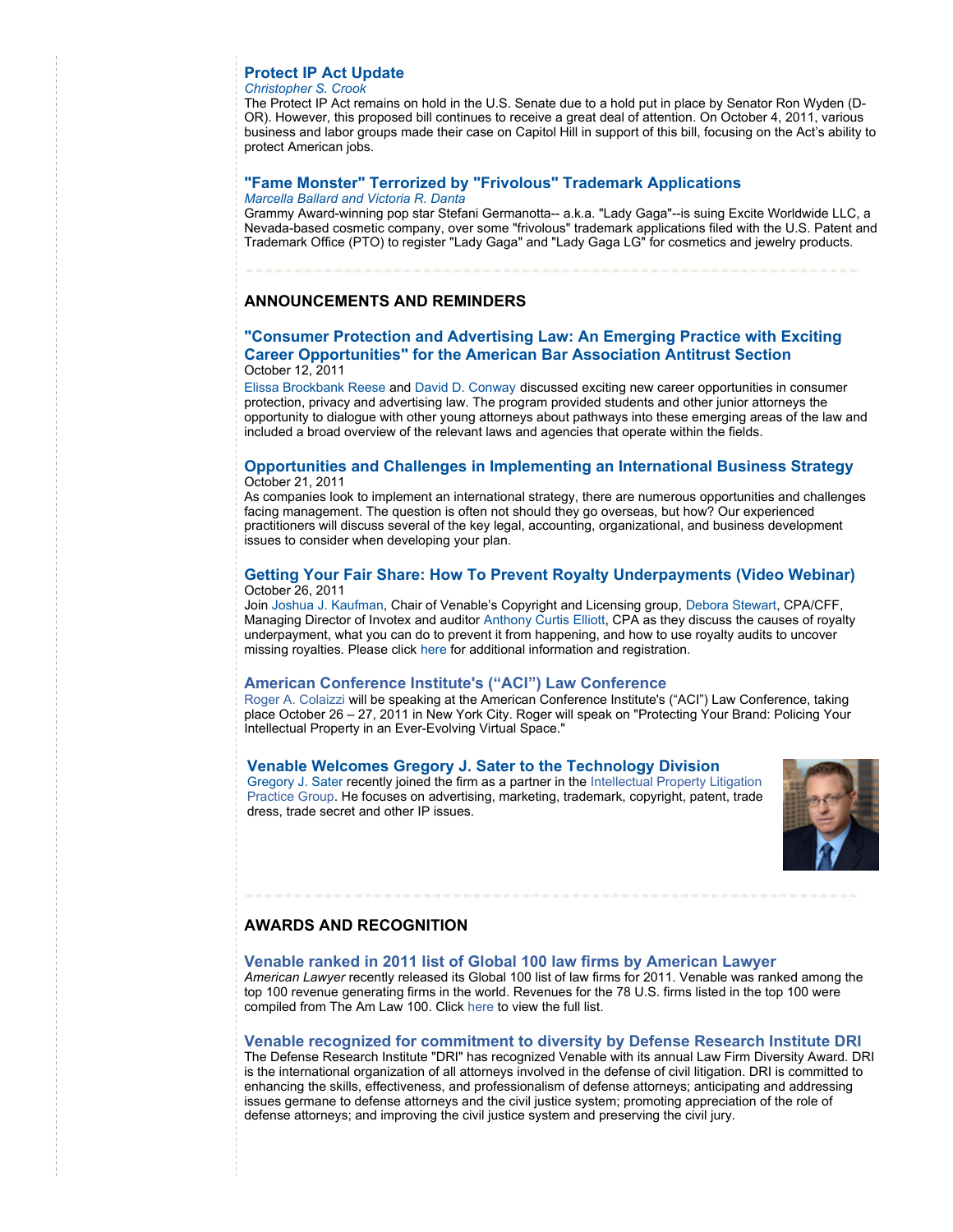### Protect IP Act Update

*Christopher S. Crook*

The Protect IP Act remains on hold in the U.S. Senate due to a hold put in place by Senator Ron Wyden (D-OR). However, this proposed bill continues to receive a great deal of attention. On October 4, 2011, various business and labor groups made their case on Capitol Hill in support of this bill, focusing on the Act's ability to protect American jobs.

### "Fame Monster" Terrorized by "Frivolous" Trademark Applications

*Marcella Ballard and Victoria R. Danta*

Grammy Award-winning pop star Stefani Germanotta-- a.k.a. "Lady Gaga"--is suing Excite Worldwide LLC, a Nevada-based cosmetic company, over some "frivolous" trademark applications filed with the U.S. Patent and Trademark Office (PTO) to register "Lady Gaga" and "Lady Gaga LG" for cosmetics and jewelry products.

## ANNOUNCEMENTS AND REMINDERS

### "Consumer Protection and Advertising Law: An Emerging Practice with Exciting Career Opportunities" for the American Bar Association Antitrust Section

October 12, 2011

Elissa Brockbank Reese and David D. Conway discussed exciting new career opportunities in consumer protection, privacy and advertising law. The program provided students and other junior attorneys the opportunity to dialogue with other young attorneys about pathways into these emerging areas of the law and included a broad overview of the relevant laws and agencies that operate within the fields.

### Opportunities and Challenges in Implementing an International Business Strategy

October 21, 2011

As companies look to implement an international strategy, there are numerous opportunities and challenges facing management. The question is often not should they go overseas, but how? Our experienced practitioners will discuss several of the key legal, accounting, organizational, and business development issues to consider when developing your plan.

### Getting Your Fair Share: How To Prevent Royalty Underpayments (Video Webinar)

October 26, 2011

Join Joshua J. Kaufman, Chair of Venable's Copyright and Licensing group, Debora Stewart, CPA/CFF, Managing Director of Invotex and auditor Anthony Curtis Elliott, CPA as they discuss the causes of royalty underpayment, what you can do to prevent it from happening, and how to use royalty audits to uncover missing royalties. Please click here for additional information and registration.

### American Conference Institute's ("ACI") Law Conference

Roger A. Colaizzi will be speaking at the American Conference Institute's ("ACI") Law Conference, taking place October 26 – 27, 2011 in New York City. Roger will speak on "Protecting Your Brand: Policing Your Intellectual Property in an Ever-Evolving Virtual Space."

### Venable Welcomes Gregory J. Sater to the Technology Division

Gregory J. Sater recently joined the firm as a partner in the Intellectual Property Litigation Practice Group. He focuses on advertising, marketing, trademark, copyright, patent, trade dress, trade secret and other IP issues.

## AWARDS AND RECOGNITION

### Venable ranked in 2011 list of Global 100 law firms by American Lawyer

*American Lawyer* recently released its Global 100 list of law firms for 2011. Venable was ranked among the top 100 revenue generating firms in the world. Revenues for the 78 U.S. firms listed in the top 100 were compiled from The Am Law 100. Click here to view the full list.

### Venable recognized for commitment to diversity by Defense Research Institute DRI

The Defense Research Institute "DRI" has recognized Venable with its annual Law Firm Diversity Award. DRI is the international organization of all attorneys involved in the defense of civil litigation. DRI is committed to enhancing the skills, effectiveness, and professionalism of defense attorneys; anticipating and addressing issues germane to defense attorneys and the civil justice system; promoting appreciation of the role of defense attorneys; and improving the civil justice system and preserving the civil jury.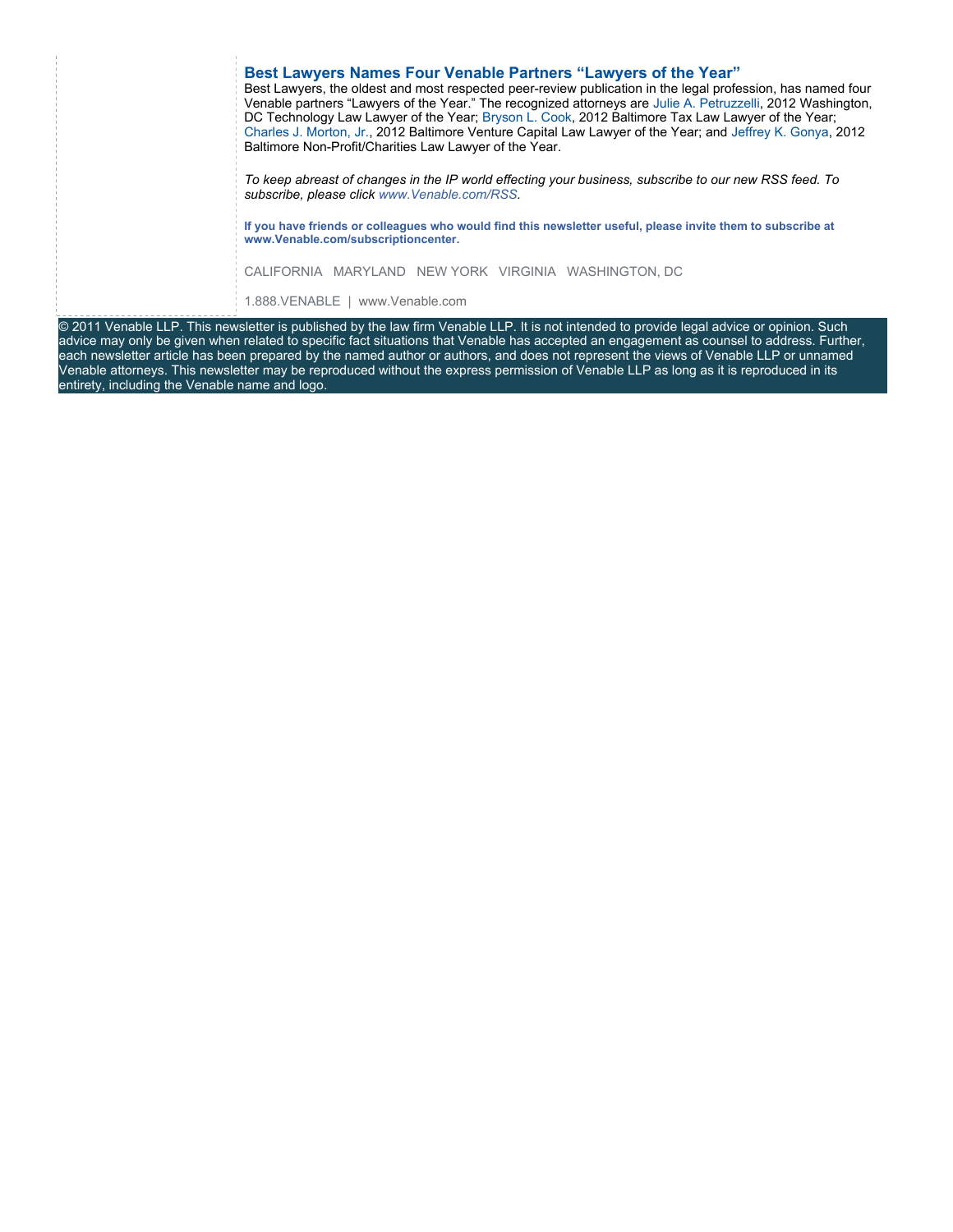## Best Lawyers Names Four Venable Partners “Lawyers of the Year”

Best Lawyers, the oldest and most respected peer-review publication in the legal profession, has named four Venable partners “Lawyers of the Year.” The recognized attorneys are Julie A. Petruzzelli, 2012 Washington, DC Technology Law Lawyer of the Year; Bryson L. Cook, 2012 Baltimore Tax Law Lawyer of the Year; Charles J. Morton, Jr., 2012 Baltimore Venture Capital Law Lawyer of the Year; and Jeffrey K. Gonya, 2012 Baltimore Non-Profit/Charities Law Lawyer of the Year.

*To keep abreast of changes in the IP world effecting your business, subscribe to our new RSS feed. To subscribe, please click www.Venable.com/RSS.*

**If you have friends or colleagues who would find this newsletter useful, please invite them to subscribe at www.Venable.com/subscriptioncenter.**

CALIFORNIA MARYLAND NEW YORK VIRGINIA WASHINGTON, DC

1.888.VENABLE | www.Venable.com

© 2011 Venable LLP. This newsletter is published by the law firm Venable LLP. It is not intended to provide legal advice or opinion. Such advice may only be given when related to specific fact situations that Venable has accepted an engagement as counsel to address. Further, each newsletter article has been prepared by the named author or authors, and does not represent the views of Venable LLP or unnamed Venable attorneys. This newsletter may be reproduced without the express permission of Venable LLP as long as it is reproduced in its entirety, including the Venable name and logo.